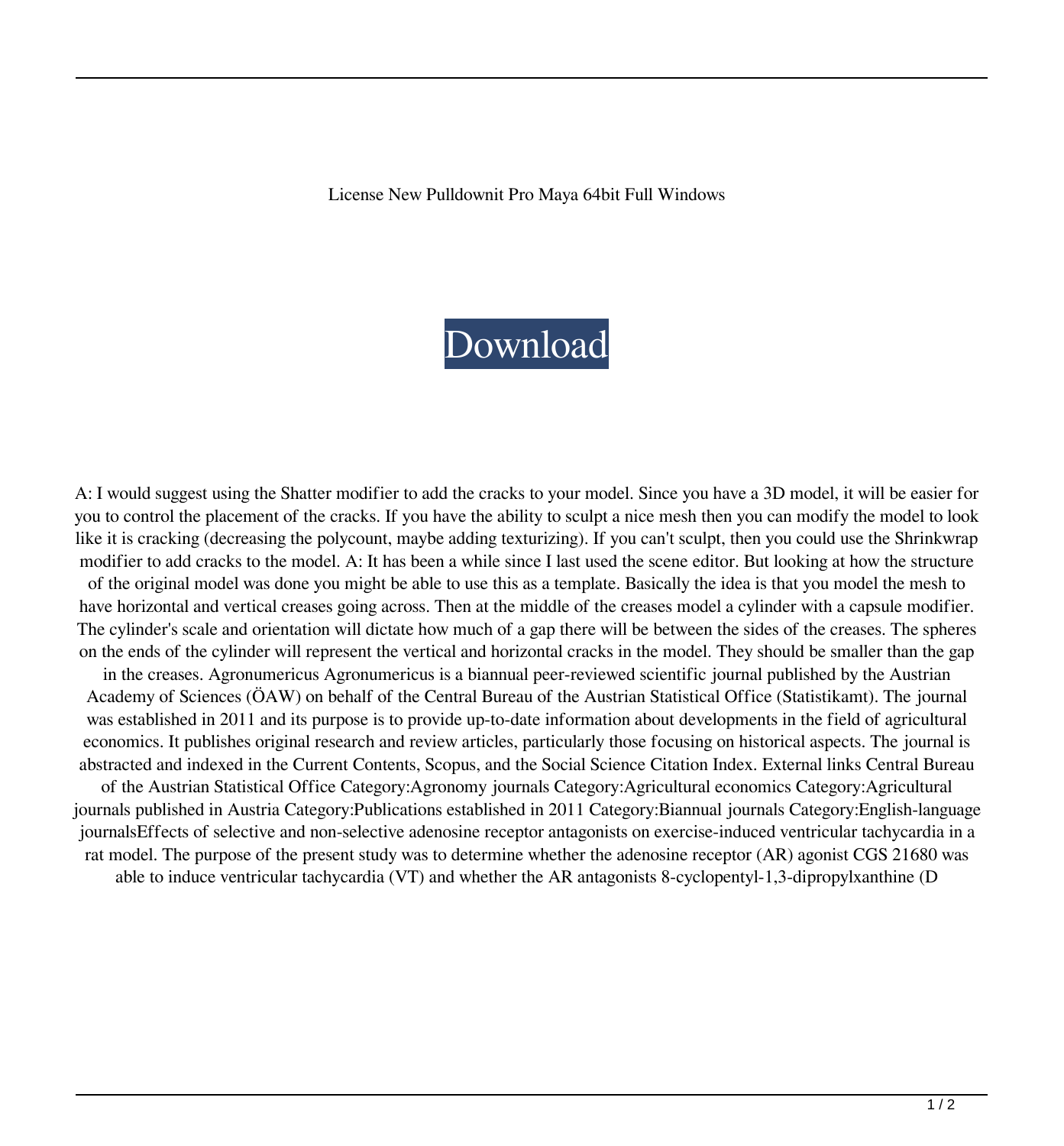License New Pulldownit Pro Maya 64bit Full Windows

Download

A: I would suggest using the Shatter modifier to add the cracks to your model. Since you have a 3D model, it will be easier for you to control the placement of the cracks. If you have the ability to sculpt a nice mesh then you can modify the model to look like it is cracking (decreasing the polycount, maybe adding texturizing). If you can't sculpt, then you could use the Shrinkwrap modifier to add cracks to the model. A: It has been a while since I last used the scene editor. But looking at how the structure of the original model was done you might be able to use this as a template. Basically the idea is that you model the mesh to have horizontal and vertical creases going across. Then at the middle of the creases model a cylinder with a capsule modifier. The cylinder's scale and orientation will dictate how much of a gap there will be between the sides of the creases. The spheres on the ends of the cylinder will represent the vertical and horizontal cracks in the model. They should be smaller than the gap in the creases. Agronumericus Agronumericus is a biannual peer-reviewed scientific journal published by the Austrian Academy of Sciences (ÖAW) on behalf of the Central Bureau of the Austrian Statistical Office (Statistikamt). The journal was established in 2011 and its purpose is to provide up-to-date information about developments in the field of agricultural economics. It publishes original research and review articles, particularly those focusing on historical aspects. The journal is abstracted and indexed in the Current Contents, Scopus, and the Social Science Citation Index. External links Central Bureau of the Austrian Statistical Office Category:Agronomy journals Category:Agricultural economics Category:Agricultural journals published in Austria Category:Publications established in 2011 Category:Biannual journals Category:English-language journalsEffects of selective and non-selective adenosine receptor antagonists on exercise-induced ventricular tachycardia in a rat model. The purpose of the present study was to determine whether the adenosine receptor (AR) agonist CGS 21680 was able to induce ventricular tachycardia (VT) and whether the AR antagonists 8-cyclopentyl-1,3-dipropylxanthine (D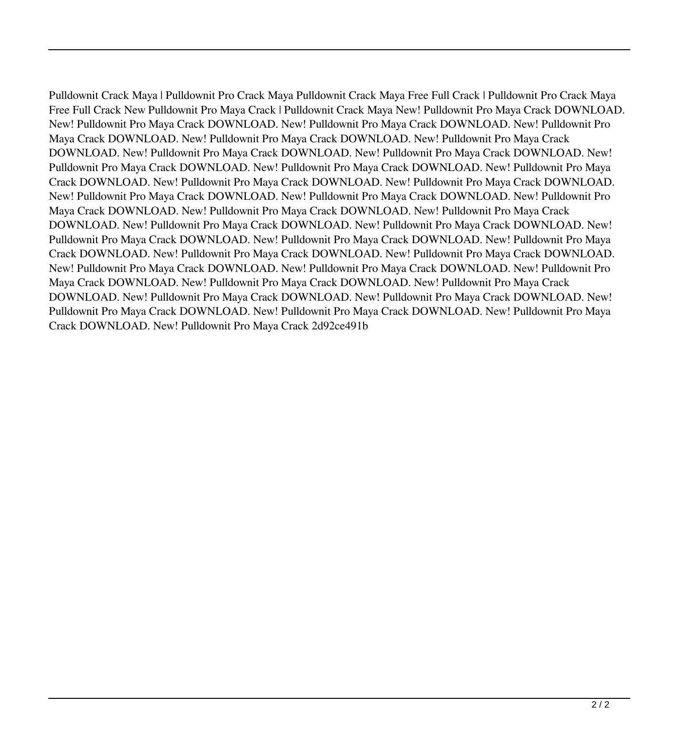Pulldownit Crack Maya | Pulldownit Pro Crack Maya Pulldownit Crack Maya Free Full Crack | Pulldownit Pro Crack Maya Free Full Crack New Pulldownit Pro Maya Crack | Pulldownit Crack Maya New! Pulldownit Pro Maya Crack DOWNLOAD. New! Pulldownit Pro Maya Crack DOWNLOAD. New! Pulldownit Pro Maya Crack DOWNLOAD. New! Pulldownit Pro Maya Crack DOWNLOAD. New! Pulldownit Pro Maya Crack DOWNLOAD. New! Pulldownit Pro Maya Crack DOWNLOAD. New! Pulldownit Pro Maya Crack DOWNLOAD. New! Pulldownit Pro Maya Crack DOWNLOAD. New! Pulldownit Pro Maya Crack DOWNLOAD. New! Pulldownit Pro Maya Crack DOWNLOAD. New! Pulldownit Pro Maya Crack DOWNLOAD. New! Pulldownit Pro Maya Crack DOWNLOAD. New! Pulldownit Pro Maya Crack DOWNLOAD. New! Pulldownit Pro Maya Crack DOWNLOAD. New! Pulldownit Pro Maya Crack DOWNLOAD. New! Pulldownit Pro Maya Crack DOWNLOAD. New! Pulldownit Pro Maya Crack DOWNLOAD. New! Pulldownit Pro Maya Crack DOWNLOAD. New! Pulldownit Pro Maya Crack DOWNLOAD. New! Pulldownit Pro Maya Crack DOWNLOAD. New! Pulldownit Pro Maya Crack DOWNLOAD. New! Pulldownit Pro Maya Crack DOWNLOAD. New! Pulldownit Pro Maya Crack DOWNLOAD. New! Pulldownit Pro Maya Crack DOWNLOAD. New! Pulldownit Pro Maya Crack DOWNLOAD. New! Pulldownit Pro Maya Crack DOWNLOAD. New! Pulldownit Pro Maya Crack DOWNLOAD. New! Pulldownit Pro Maya Crack DOWNLOAD. New! Pulldownit Pro Maya Crack DOWNLOAD. New! Pulldownit Pro Maya Crack DOWNLOAD. New! Pulldownit Pro Maya Crack DOWNLOAD. New! Pulldownit Pro Maya Crack DOWNLOAD. New! Pulldownit Pro Maya Crack DOWNLOAD. New! Pulldownit Pro Maya Crack DOWNLOAD. New! Pulldownit Pro Maya Crack DOWNLOAD. New! Pulldownit Pro Maya Crack 2d92ce491b